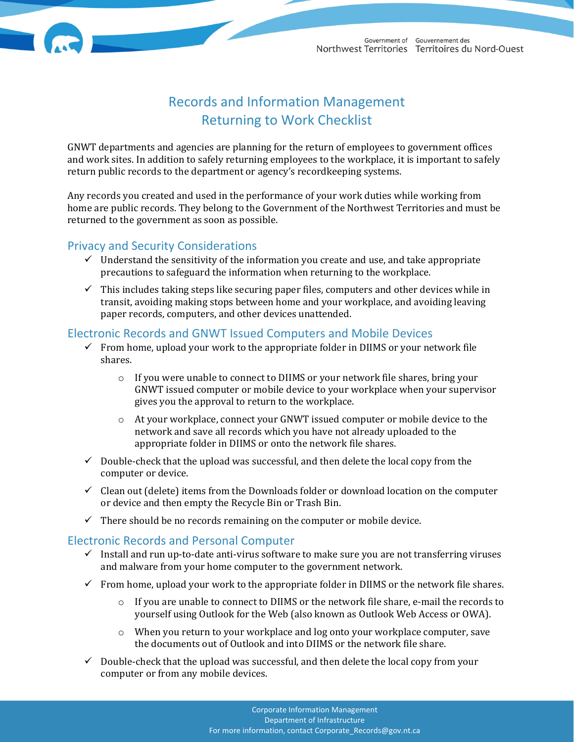Government of Northwest Territories | Gouvernement des Territoires du Nord-Ouest

# Records and Information Management
# Returning to Work Checklist

GNWT departments and agencies are planning for the return of employees to government offices and work sites. In addition to safely returning employees to the workplace, it is important to safely return public records to the department or agency's recordkeeping systems.

Any records you created and used in the performance of your work duties while working from home are public records. They belong to the Government of the Northwest Territories and must be returned to the government as soon as possible.

## Privacy and Security Considerations

- ✓ Understand the sensitivity of the information you create and use, and take appropriate precautions to safeguard the information when returning to the workplace.
- ✓ This includes taking steps like securing paper files, computers and other devices while in transit, avoiding making stops between home and your workplace, and avoiding leaving paper records, computers, and other devices unattended.

## Electronic Records and GNWT Issued Computers and Mobile Devices

- ✓ From home, upload your work to the appropriate folder in DIIMS or your network file shares.
  - If you were unable to connect to DIIMS or your network file shares, bring your GNWT issued computer or mobile device to your workplace when your supervisor gives you the approval to return to the workplace.
  - At your workplace, connect your GNWT issued computer or mobile device to the network and save all records which you have not already uploaded to the appropriate folder in DIIMS or onto the network file shares.
- ✓ Double-check that the upload was successful, and then delete the local copy from the computer or device.
- ✓ Clean out (delete) items from the Downloads folder or download location on the computer or device and then empty the Recycle Bin or Trash Bin.
- ✓ There should be no records remaining on the computer or mobile device.

## Electronic Records and Personal Computer

- ✓ Install and run up-to-date anti-virus software to make sure you are not transferring viruses and malware from your home computer to the government network.
- ✓ From home, upload your work to the appropriate folder in DIIMS or the network file shares.
  - If you are unable to connect to DIIMS or the network file share, e-mail the records to yourself using Outlook for the Web (also known as Outlook Web Access or OWA).
  - When you return to your workplace and log onto your workplace computer, save the documents out of Outlook and into DIIMS or the network file share.
- ✓ Double-check that the upload was successful, and then delete the local copy from your computer or from any mobile devices.

Corporate Information Management
Department of Infrastructure
For more information, contact Corporate_Records@gov.nt.ca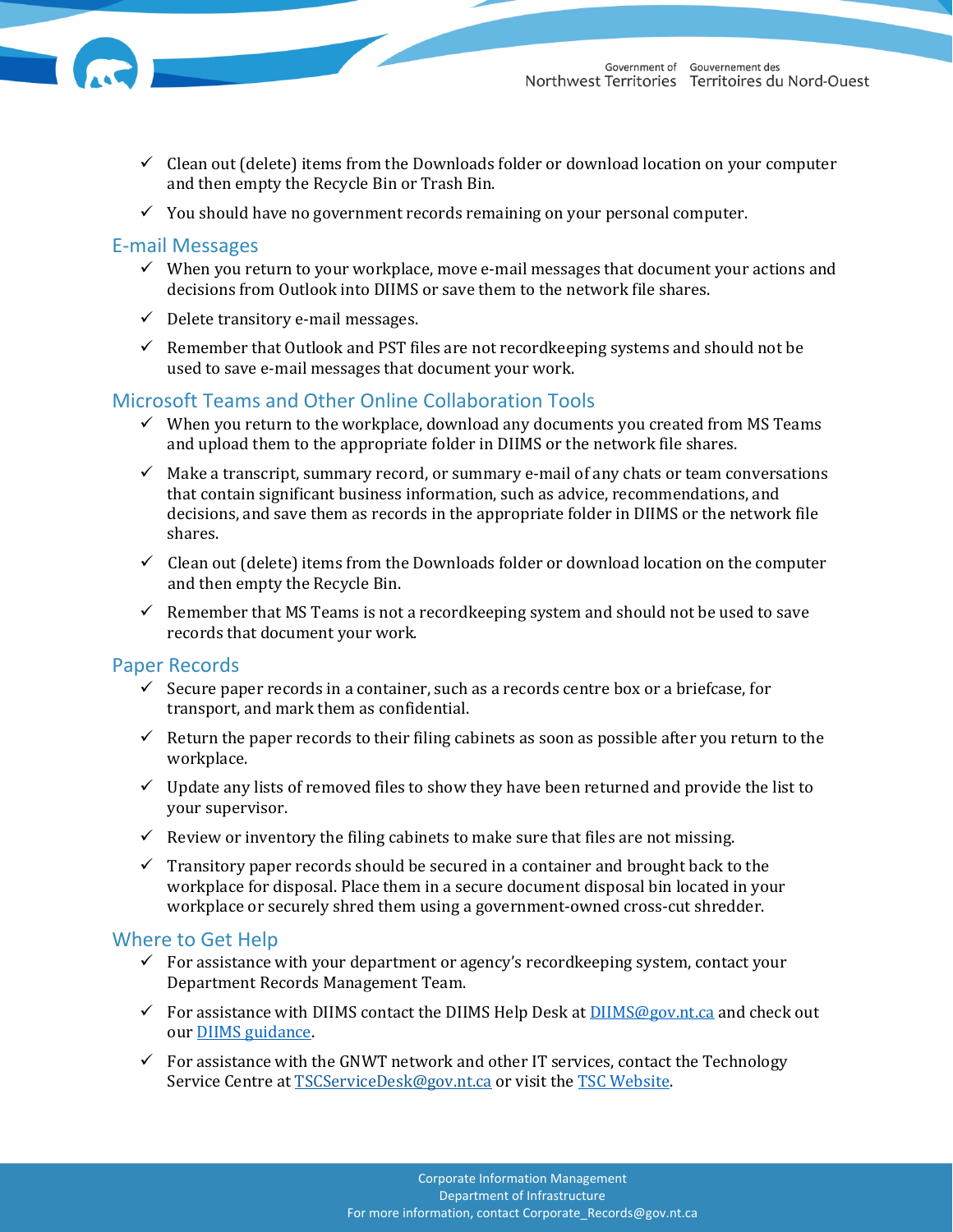- ✓ Clean out (delete) items from the Downloads folder or download location on your computer and then empty the Recycle Bin or Trash Bin.
- ✓ You should have no government records remaining on your personal computer.

## E-mail Messages

- ✓ When you return to your workplace, move e-mail messages that document your actions and decisions from Outlook into DIIMS or save them to the network file shares.
- ✓ Delete transitory e-mail messages.
- ✓ Remember that Outlook and PST files are not recordkeeping systems and should not be used to save e-mail messages that document your work.

## Microsoft Teams and Other Online Collaboration Tools

- ✓ When you return to the workplace, download any documents you created from MS Teams and upload them to the appropriate folder in DIIMS or the network file shares.
- ✓ Make a transcript, summary record, or summary e-mail of any chats or team conversations that contain significant business information, such as advice, recommendations, and decisions, and save them as records in the appropriate folder in DIIMS or the network file shares.
- ✓ Clean out (delete) items from the Downloads folder or download location on the computer and then empty the Recycle Bin.
- ✓ Remember that MS Teams is not a recordkeeping system and should not be used to save records that document your work.

## Paper Records

- ✓ Secure paper records in a container, such as a records centre box or a briefcase, for transport, and mark them as confidential.
- ✓ Return the paper records to their filing cabinets as soon as possible after you return to the workplace.
- ✓ Update any lists of removed files to show they have been returned and provide the list to your supervisor.
- ✓ Review or inventory the filing cabinets to make sure that files are not missing.
- ✓ Transitory paper records should be secured in a container and brought back to the workplace for disposal. Place them in a secure document disposal bin located in your workplace or securely shred them using a government-owned cross-cut shredder.

## Where to Get Help

- ✓ For assistance with your department or agency's recordkeeping system, contact your Department Records Management Team.
- ✓ For assistance with DIIMS contact the DIIMS Help Desk at DIIMS@gov.nt.ca and check out our DIIMS guidance.
- ✓ For assistance with the GNWT network and other IT services, contact the Technology Service Centre at TSCServiceDesk@gov.nt.ca or visit the TSC Website.

Corporate Information Management
Department of Infrastructure
For more information, contact Corporate_Records@gov.nt.ca